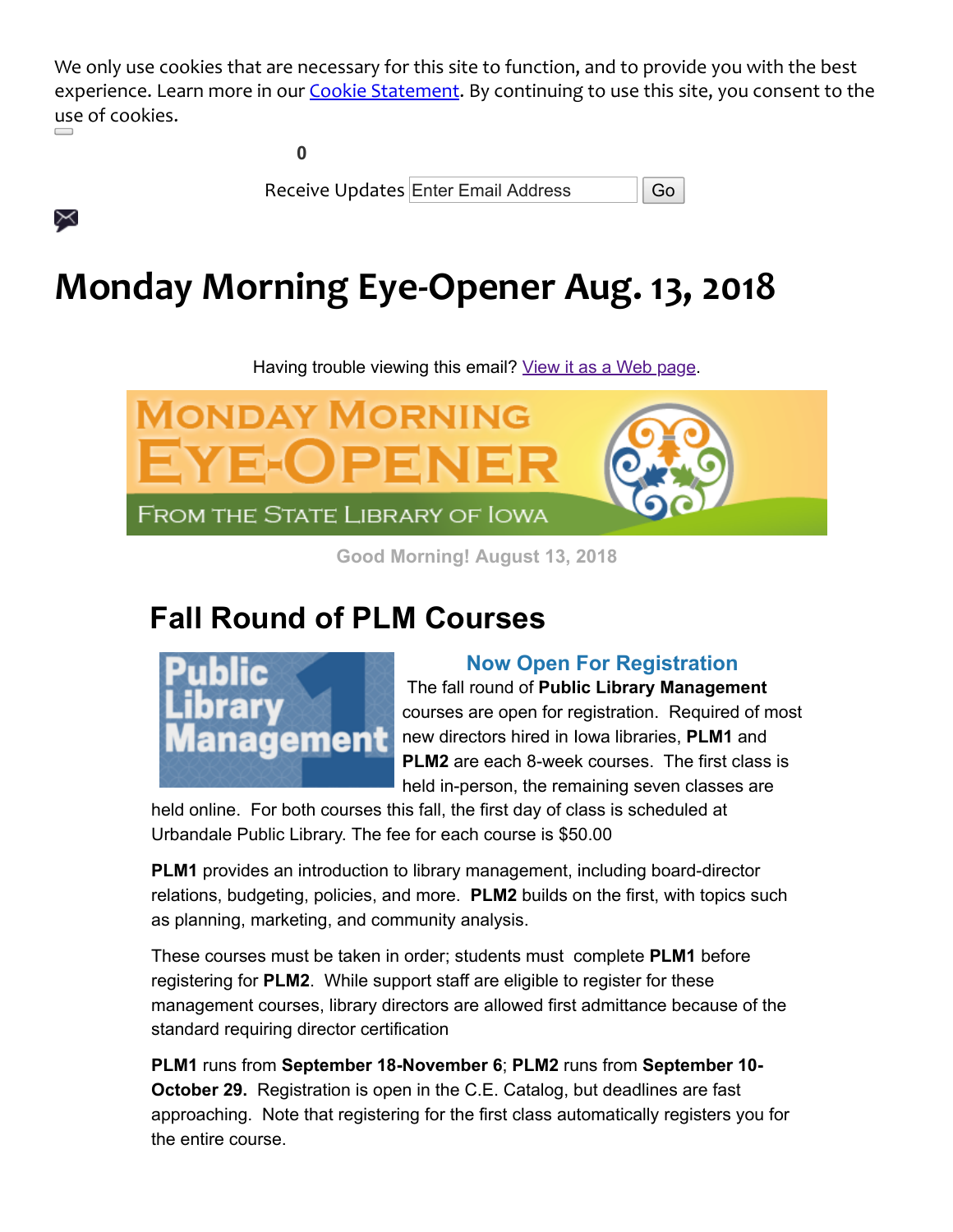We only use cookies that are necessary for this site to function, and to provide you with the best experience. Learn more in our Cookie Statement. By continuing to use this site, you consent to the use of cookies.

0

Receive Updates Enter Email Address Go

# Monday Morning Eye-Opener Aug. 13, 2018

Having trouble viewing this email? View it as a Web page.

MONDAY MORNING EYE-OPENER FROM THE STATE LIBRARY OF IOWA

Good Morning! August 13, 2018

## Fall Round of PLM Courses

Public Library Management 1

### Now Open For Registration

The fall round of **Public Library Management** courses are open for registration. Required of most new directors hired in Iowa libraries, **PLM1** and **PLM2** are each 8-week courses. The first class is held in-person, the remaining seven classes are held online. For both courses this fall, the first day of class is scheduled at Urbandale Public Library. The fee for each course is $50.00

**PLM1** provides an introduction to library management, including board-director relations, budgeting, policies, and more. **PLM2** builds on the first, with topics such as planning, marketing, and community analysis.

These courses must be taken in order; students must complete **PLM1** before registering for **PLM2**. While support staff are eligible to register for these management courses, library directors are allowed first admittance because of the standard requiring director certification

**PLM1** runs from **September 18-November 6**; **PLM2** runs from **September 10-October 29.** Registration is open in the C.E. Catalog, but deadlines are fast approaching. Note that registering for the first class automatically registers you for the entire course.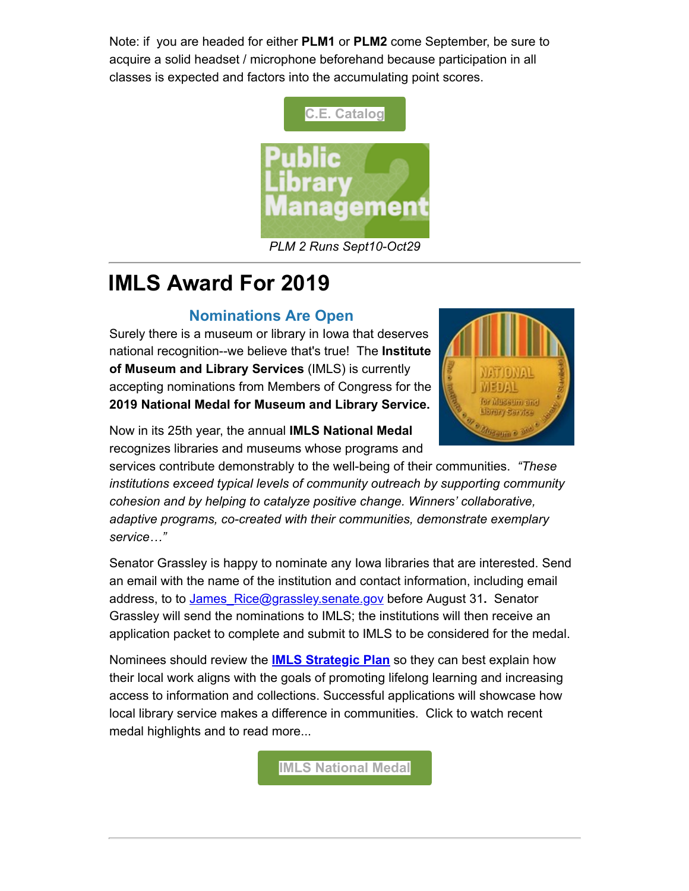Note: if you are headed for either **PLM1** or **PLM2** come September, be sure to acquire a solid headset / microphone beforehand because participation in all classes is expected and factors into the accumulating point scores.

C.E. Catalog

*PLM 2 Runs Sept10-Oct29*

---

# IMLS Award For 2019

## Nominations Are Open

Surely there is a museum or library in Iowa that deserves national recognition--we believe that's true! The **Institute of Museum and Library Services** (IMLS) is currently accepting nominations from Members of Congress for the **2019 National Medal for Museum and Library Service.**

Now in its 25th year, the annual **IMLS National Medal** recognizes libraries and museums whose programs and services contribute demonstrably to the well-being of their communities. *"These institutions exceed typical levels of community outreach by supporting community cohesion and by helping to catalyze positive change. Winners' collaborative, adaptive programs, co-created with their communities, demonstrate exemplary service…"*

Senator Grassley is happy to nominate any Iowa libraries that are interested. Send an email with the name of the institution and contact information, including email address, to to James_Rice@grassley.senate.gov before August 31**.** Senator Grassley will send the nominations to IMLS; the institutions will then receive an application packet to complete and submit to IMLS to be considered for the medal.

Nominees should review the **IMLS Strategic Plan** so they can best explain how their local work aligns with the goals of promoting lifelong learning and increasing access to information and collections. Successful applications will showcase how local library service makes a difference in communities. Click to watch recent medal highlights and to read more...

IMLS National Medal

---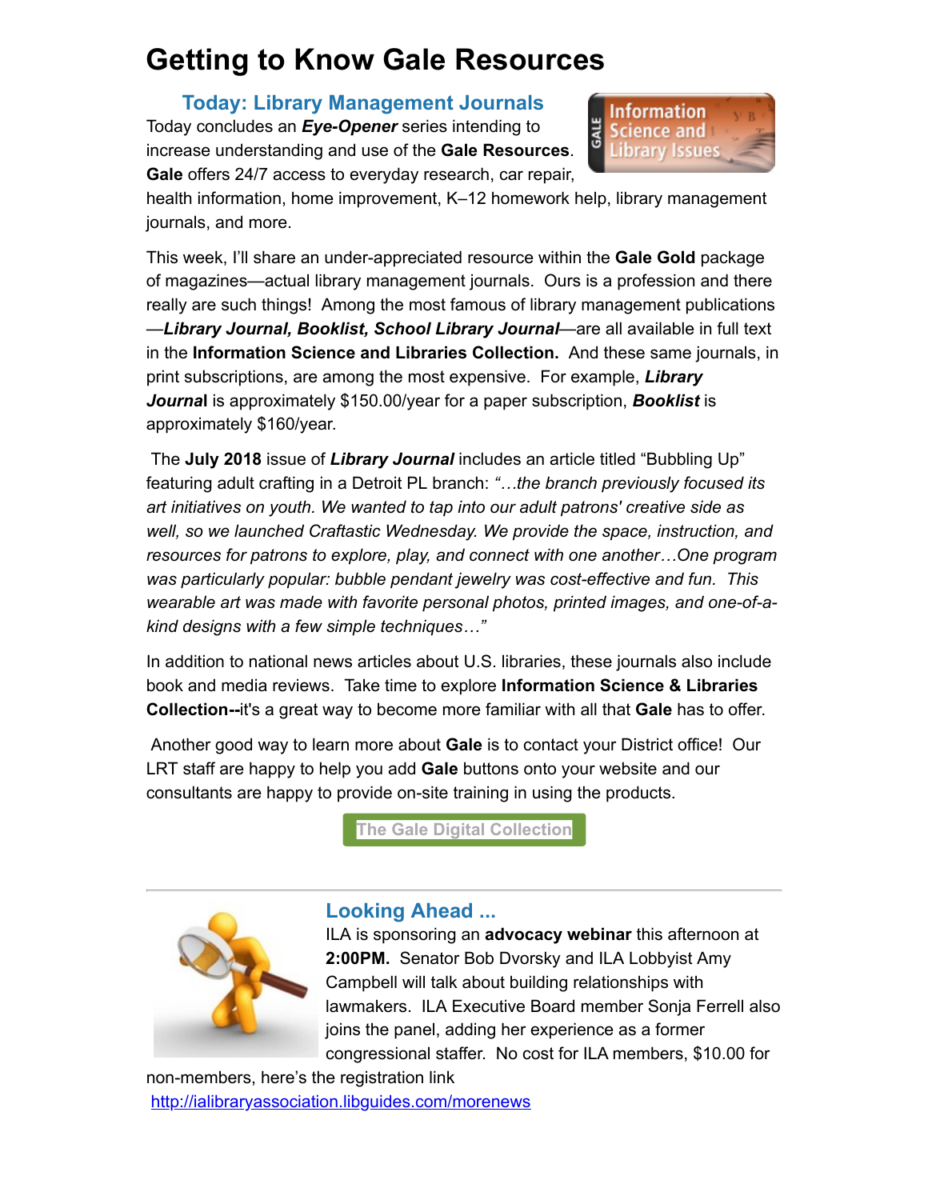# Getting to Know Gale Resources

## Today: Library Management Journals

Today concludes an ***Eye-Opener*** series intending to increase understanding and use of the **Gale Resources**. **Gale** offers 24/7 access to everyday research, car repair, health information, home improvement, K–12 homework help, library management journals, and more.

This week, I'll share an under-appreciated resource within the **Gale Gold** package of magazines—actual library management journals. Ours is a profession and there really are such things! Among the most famous of library management publications —***Library Journal, Booklist, School Library Journal***—are all available in full text in the **Information Science and Libraries Collection.** And these same journals, in print subscriptions, are among the most expensive. For example, ***Library Journal*** is approximately $150.00/year for a paper subscription, ***Booklist*** is approximately $160/year.

The **July 2018** issue of ***Library Journal*** includes an article titled "Bubbling Up" featuring adult crafting in a Detroit PL branch: *"…the branch previously focused its art initiatives on youth. We wanted to tap into our adult patrons' creative side as well, so we launched Craftastic Wednesday. We provide the space, instruction, and resources for patrons to explore, play, and connect with one another…One program was particularly popular: bubble pendant jewelry was cost-effective and fun. This wearable art was made with favorite personal photos, printed images, and one-of-a-kind designs with a few simple techniques…"*

In addition to national news articles about U.S. libraries, these journals also include book and media reviews. Take time to explore **Information Science & Libraries Collection--**it's a great way to become more familiar with all that **Gale** has to offer.

Another good way to learn more about **Gale** is to contact your District office! Our LRT staff are happy to help you add **Gale** buttons onto your website and our consultants are happy to provide on-site training in using the products.

The Gale Digital Collection

---

## Looking Ahead ...

ILA is sponsoring an **advocacy webinar** this afternoon at **2:00PM.** Senator Bob Dvorsky and ILA Lobbyist Amy Campbell will talk about building relationships with lawmakers. ILA Executive Board member Sonja Ferrell also joins the panel, adding her experience as a former congressional staffer. No cost for ILA members, $10.00 for non-members, here's the registration link http://ialibraryassociation.libguides.com/morenews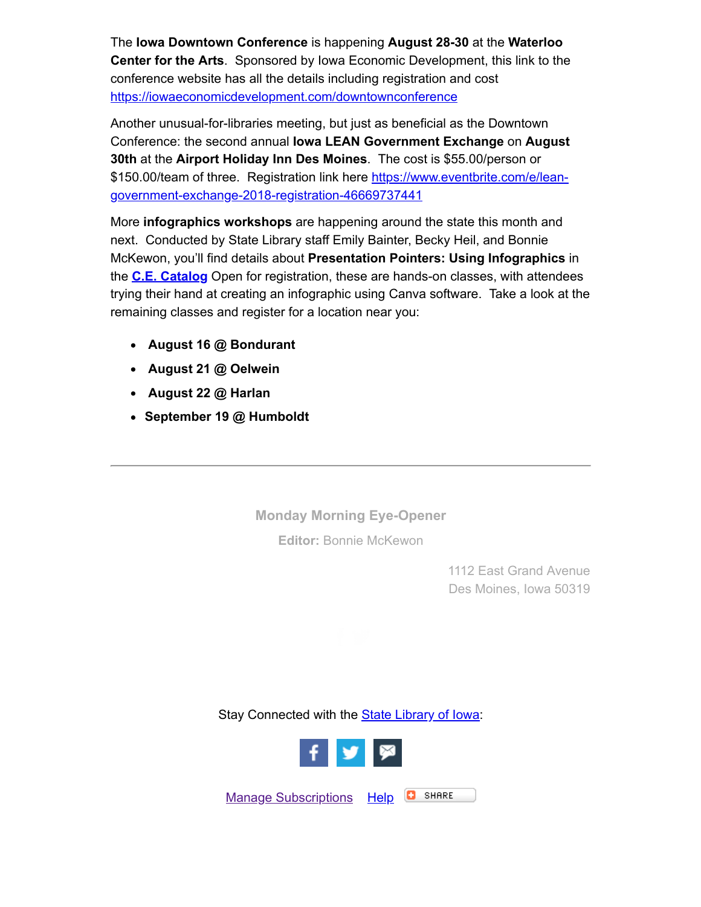The **Iowa Downtown Conference** is happening **August 28-30** at the **Waterloo Center for the Arts**. Sponsored by Iowa Economic Development, this link to the conference website has all the details including registration and cost https://iowaeconomicdevelopment.com/downtownconference

Another unusual-for-libraries meeting, but just as beneficial as the Downtown Conference: the second annual **Iowa LEAN Government Exchange** on **August 30th** at the **Airport Holiday Inn Des Moines**. The cost is $55.00/person or $150.00/team of three. Registration link here https://www.eventbrite.com/e/lean-government-exchange-2018-registration-46669737441

More **infographics workshops** are happening around the state this month and next. Conducted by State Library staff Emily Bainter, Becky Heil, and Bonnie McKewon, you'll find details about **Presentation Pointers: Using Infographics** in the **C.E. Catalog** Open for registration, these are hands-on classes, with attendees trying their hand at creating an infographic using Canva software. Take a look at the remaining classes and register for a location near you:

- **August 16 @ Bondurant**
- **August 21 @ Oelwein**
- **August 22 @ Harlan**
- **September 19 @ Humboldt**

---

**Monday Morning Eye-Opener**

**Editor:** Bonnie McKewon

1112 East Grand Avenue
Des Moines, Iowa 50319

Stay Connected with the State Library of Iowa:

Manage Subscriptions Help SHARE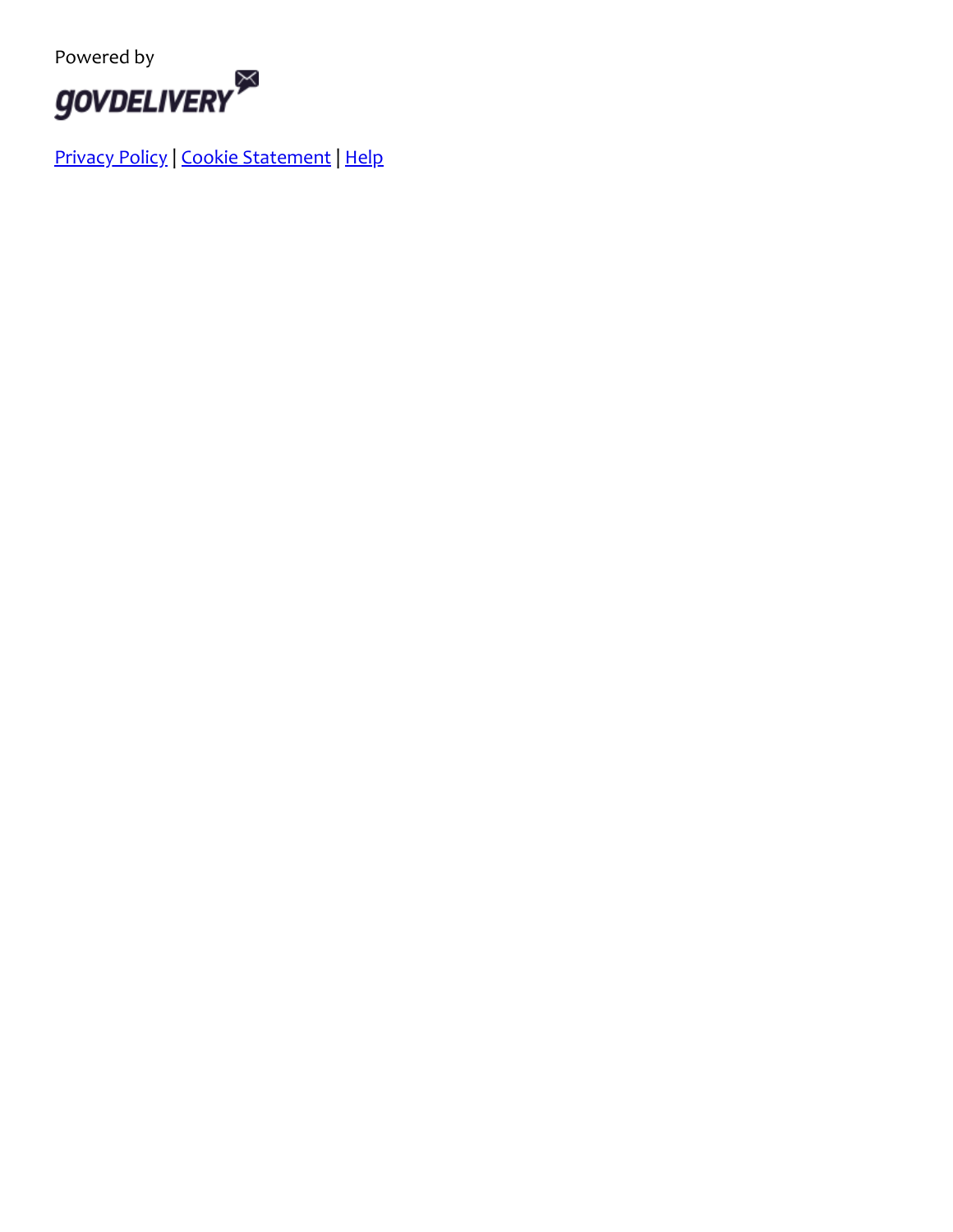Powered by

GOVDELIVERY

Privacy Policy | Cookie Statement | Help